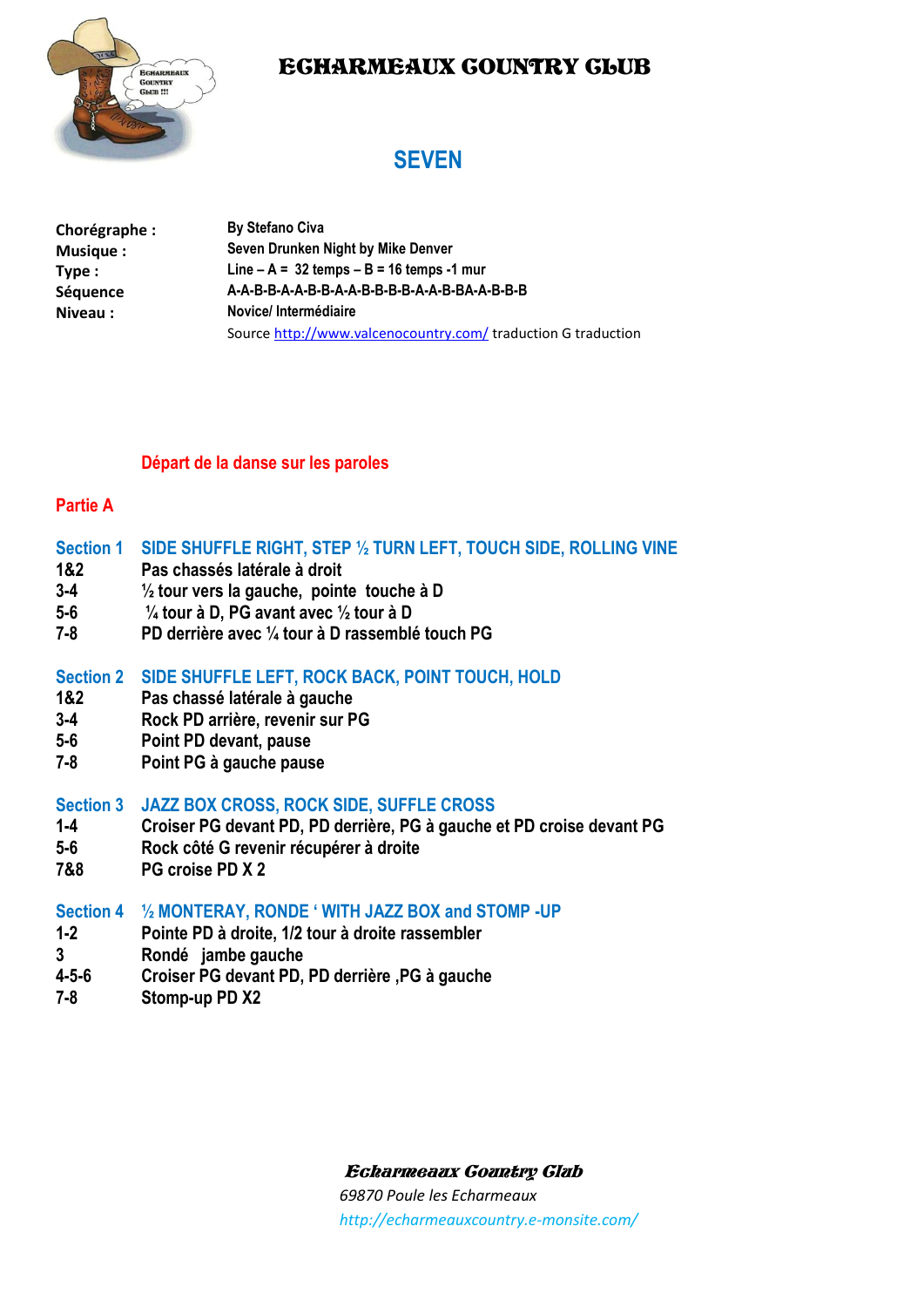# ECHARMEAUX COUNTRY CLUB

## SEVEN

| | |
|---|---|
| **Chorégraphe :** | **By Stefano Civa** |
| **Musique :** | **Seven Drunken Night by Mike Denver** |
| **Type :** | **Line – A = 32 temps – B = 16 temps -1 mur** |
| **Séquence** | **A-A-B-B-A-A-B-B-A-A-B-B-B-B-A-A-B-BA-A-B-B-B** |
| **Niveau :** | **Novice/ Intermédiaire** |
| | Source http://www.valcenocountry.com/ traduction G traduction |

**Départ de la danse sur les paroles**

### Partie A

**Section 1 SIDE SHUFFLE RIGHT, STEP ½ TURN LEFT, TOUCH SIDE, ROLLING VINE**

| | |
|---|---|
| **1&2** | **Pas chassés latérale à droit** |
| **3-4** | **½ tour vers la gauche, pointe touche à D** |
| **5-6** | **¼ tour à D, PG avant avec ½ tour à D** |
| **7-8** | **PD derrière avec ¼ tour à D rassemblé touch PG** |

**Section 2 SIDE SHUFFLE LEFT, ROCK BACK, POINT TOUCH, HOLD**

| | |
|---|---|
| **1&2** | **Pas chassé latérale à gauche** |
| **3-4** | **Rock PD arrière, revenir sur PG** |
| **5-6** | **Point PD devant, pause** |
| **7-8** | **Point PG à gauche pause** |

**Section 3 JAZZ BOX CROSS, ROCK SIDE, SUFFLE CROSS**

| | |
|---|---|
| **1-4** | **Croiser PG devant PD, PD derrière, PG à gauche et PD croise devant PG** |
| **5-6** | **Rock côté G revenir récupérer à droite** |
| **7&8** | **PG croise PD X 2** |

**Section 4 ½ MONTERAY, RONDE ‘ WITH JAZZ BOX and STOMP -UP**

| | |
|---|---|
| **1-2** | **Pointe PD à droite, 1/2 tour à droite rassembler** |
| **3** | **Rondé jambe gauche** |
| **4-5-6** | **Croiser PG devant PD, PD derrière ,PG à gauche** |
| **7-8** | **Stomp-up PD X2** |

***Echarmeaux Country Club***

*69870 Poule les Echarmeaux*

*http://echarmeauxcountry.e-monsite.com/*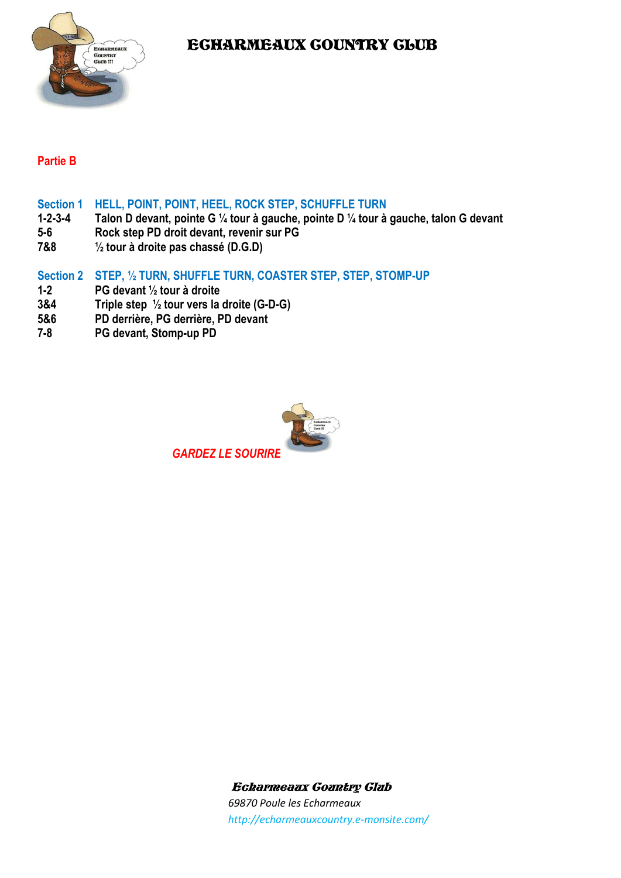# ECHARMEAUX COUNTRY CLUB

**Partie B**

| Section 1 | HELL, POINT, POINT, HEEL, ROCK STEP, SCHUFFLE TURN |
|---|---|
| 1-2-3-4 | Talon D devant, pointe G ¼ tour à gauche, pointe D ¼ tour à gauche, talon G devant |
| 5-6 | Rock step PD droit devant, revenir sur PG |
| 7&8 | ½ tour à droite pas chassé (D.G.D) |

| Section 2 | STEP, ½ TURN, SHUFFLE TURN, COASTER STEP, STEP, STOMP-UP |
|---|---|
| 1-2 | PG devant ½ tour à droite |
| 3&4 | Triple step ½ tour vers la droite (G-D-G) |
| 5&6 | PD derrière, PG derrière, PD devant |
| 7-8 | PG devant, Stomp-up PD |

*GARDEZ LE SOURIRE*

*Echarmeaux Country Club*
*69870 Poule les Echarmeaux*
*http://echarmeauxcountry.e-monsite.com/*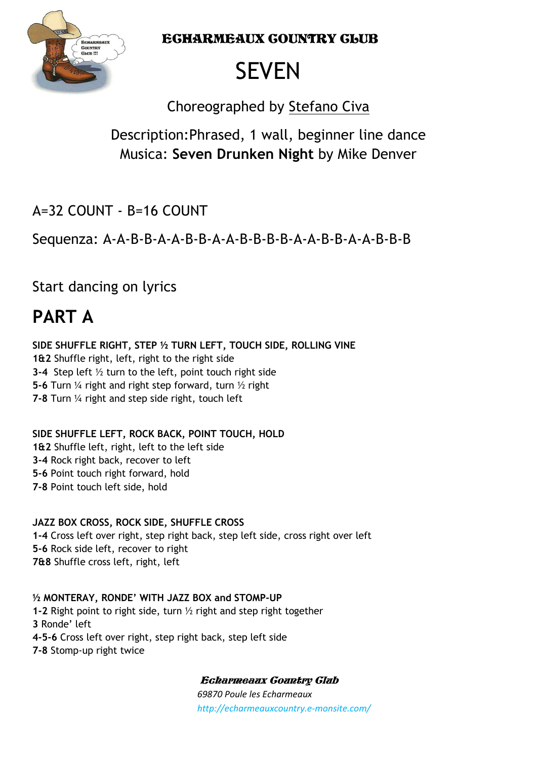# ECHARMEAUX COUNTRY CLUB

# SEVEN

Choreographed by Stefano Civa

Description:Phrased, 1 wall, beginner line dance
Musica: **Seven Drunken Night** by Mike Denver

A=32 COUNT - B=16 COUNT

Sequenza: A-A-B-B-A-A-B-B-A-A-B-B-B-B-A-A-B-B-A-A-B-B-B

Start dancing on lyrics

## PART A

**SIDE SHUFFLE RIGHT, STEP ½ TURN LEFT, TOUCH SIDE, ROLLING VINE**
**1&2** Shuffle right, left, right to the right side
**3-4** Step left ½ turn to the left, point touch right side
**5-6** Turn ¼ right and right step forward, turn ½ right
**7-8** Turn ¼ right and step side right, touch left

**SIDE SHUFFLE LEFT, ROCK BACK, POINT TOUCH, HOLD**
**1&2** Shuffle left, right, left to the left side
**3-4** Rock right back, recover to left
**5-6** Point touch right forward, hold
**7-8** Point touch left side, hold

**JAZZ BOX CROSS, ROCK SIDE, SHUFFLE CROSS**
**1-4** Cross left over right, step right back, step left side, cross right over left
**5-6** Rock side left, recover to right
**7&8** Shuffle cross left, right, left

**½ MONTERAY, RONDE' WITH JAZZ BOX and STOMP-UP**
**1-2** Right point to right side, turn ½ right and step right together
**3** Ronde' left
**4-5-6** Cross left over right, step right back, step left side
**7-8** Stomp-up right twice

***Echarmeaux Country Club***
*69870 Poule les Echarmeaux*
*http://echarmeauxcountry.e-monsite.com/*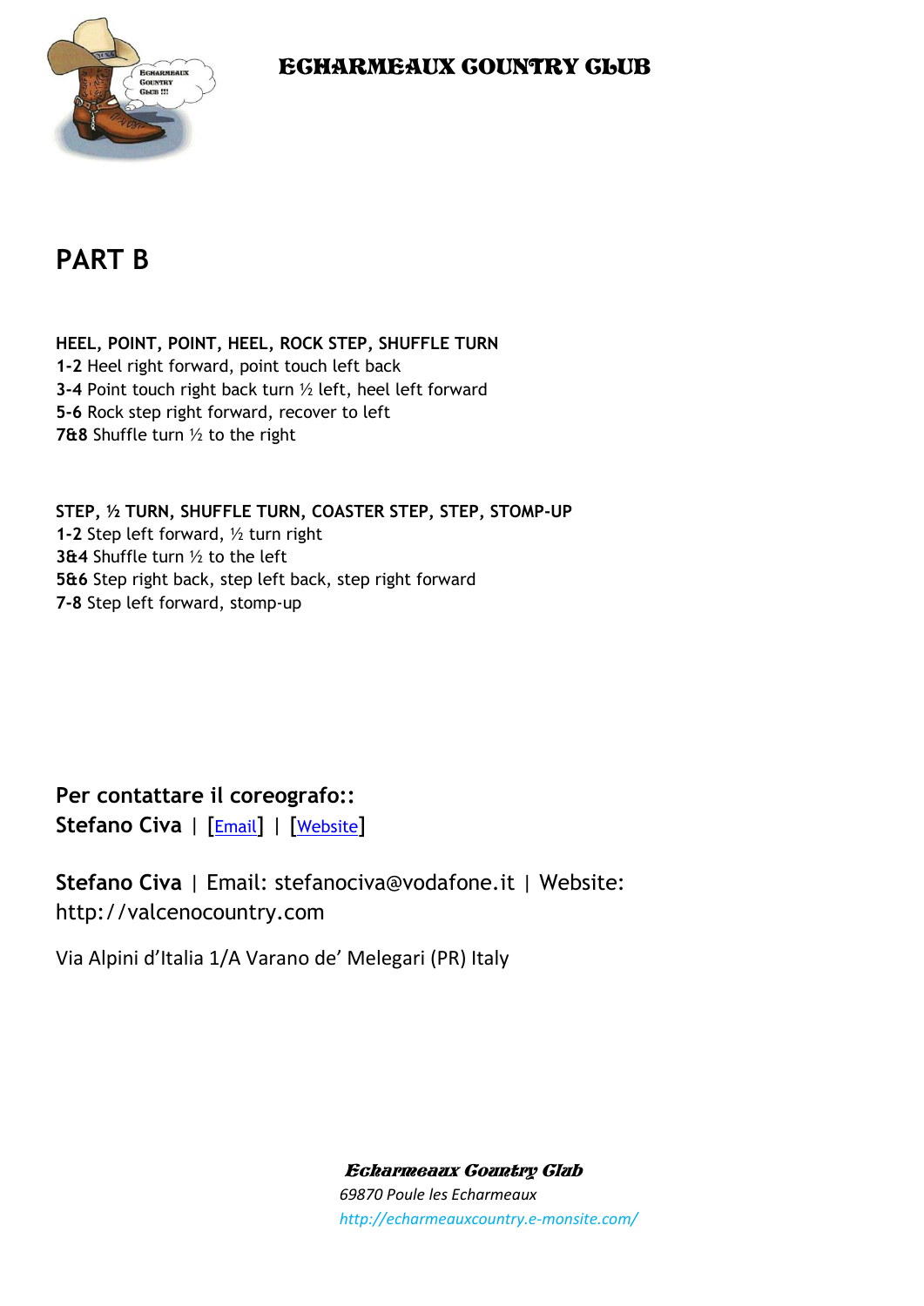## PART B

**HEEL, POINT, POINT, HEEL, ROCK STEP, SHUFFLE TURN**
**1-2** Heel right forward, point touch left back
**3-4** Point touch right back turn ½ left, heel left forward
**5-6** Rock step right forward, recover to left
**7&8** Shuffle turn ½ to the right

**STEP, ½ TURN, SHUFFLE TURN, COASTER STEP, STEP, STOMP-UP**
**1-2** Step left forward, ½ turn right
**3&4** Shuffle turn ½ to the left
**5&6** Step right back, step left back, step right forward
**7-8** Step left forward, stomp-up

**Per contattare il coreografo::**
**Stefano Civa** | [Email] | [Website]

**Stefano Civa** | Email: stefanociva@vodafone.it | Website: http://valcenocountry.com

Via Alpini d'Italia 1/A Varano de' Melegari (PR) Italy